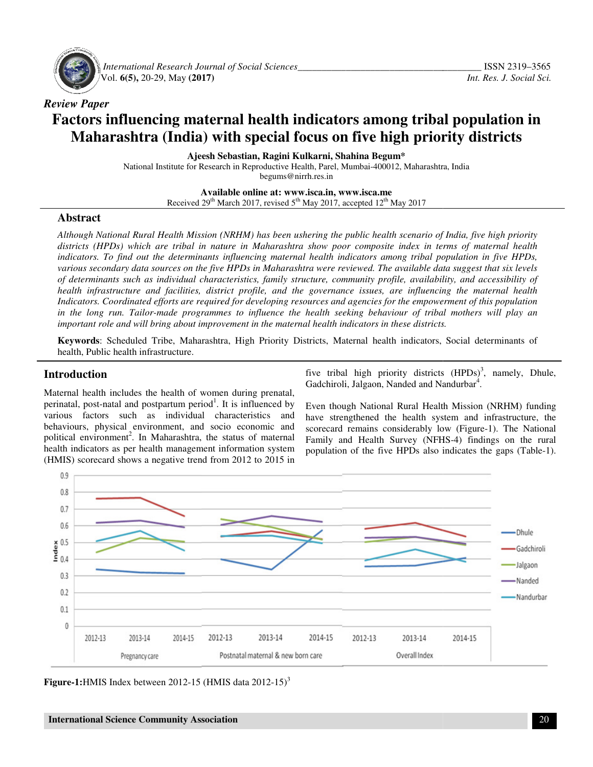*Review Paper*

# Factors influencing maternal health indicators among tribal population in Maharashtra (India) with special focus on five high priority districts

**Ajeesh Sebastian, Ragini Kulkarni, Shahina Begum***

National Institute for Research in Reproductive Health, Parel, Mumbai-400012, Maharashtra, India
begums@nirrh.res.in

**Available online at: www.isca.in, www.isca.me**
Received 29th March 2017, revised 5th May 2017, accepted 12th May 2017

## Abstract

*Although National Rural Health Mission (NRHM) has been ushering the public health scenario of India, five high priority districts (HPDs) which are tribal in nature in Maharashtra show poor composite index in terms of maternal health indicators. To find out the determinants influencing maternal health indicators among tribal population in five HPDs, various secondary data sources on the five HPDs in Maharashtra were reviewed. The available data suggest that six levels of determinants such as individual characteristics, family structure, community profile, availability, and accessibility of health infrastructure and facilities, district profile, and the governance issues, are influencing the maternal health Indicators. Coordinated efforts are required for developing resources and agencies for the empowerment of this population in the long run. Tailor-made programmes to influence the health seeking behaviour of tribal mothers will play an important role and will bring about improvement in the maternal health indicators in these districts.*

**Keywords**: Scheduled Tribe, Maharashtra, High Priority Districts, Maternal health indicators, Social determinants of health, Public health infrastructure.

## Introduction

Maternal health includes the health of women during prenatal, perinatal, post-natal and postpartum period[1]. It is influenced by various factors such as individual characteristics and behaviours, physical environment, and socio economic and political environment[2]. In Maharashtra, the status of maternal health indicators as per health management information system (HMIS) scorecard shows a negative trend from 2012 to 2015 in five tribal high priority districts (HPDs)[3], namely, Dhule, Gadchiroli, Jalgaon, Nanded and Nandurbar[4].

Even though National Rural Health Mission (NRHM) funding have strengthened the health system and infrastructure, the scorecard remains considerably low (Figure-1). The National Family and Health Survey (NFHS-4) findings on the rural population of the five HPDs also indicates the gaps (Table-1).

**Figure-1:**HMIS Index between 2012-15 (HMIS data 2012-15)[3]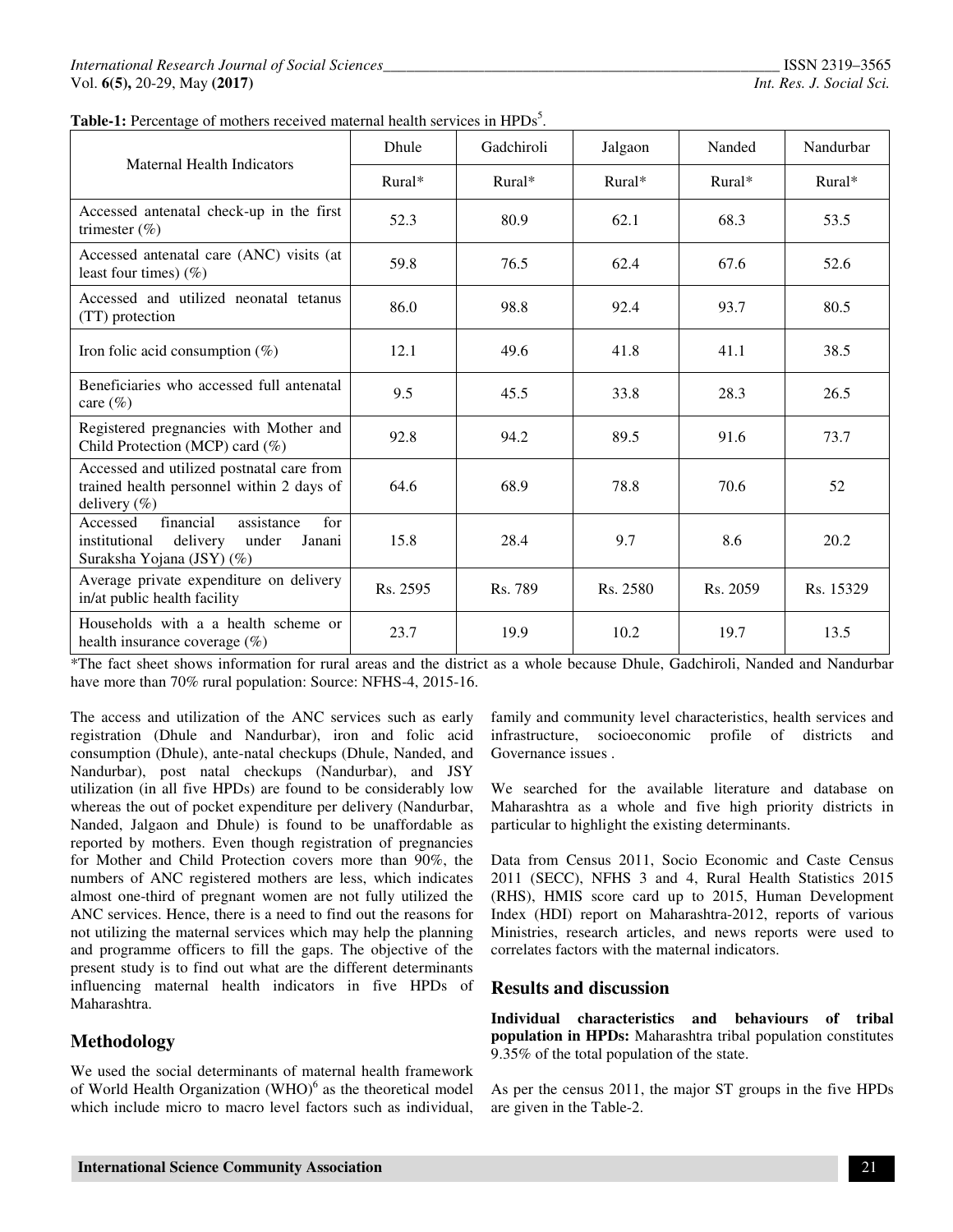**Table-1:** Percentage of mothers received maternal health services in HPDs[5].

| Maternal Health Indicators | Dhule | Gadchiroli | Jalgaon | Nanded | Nandurbar |
|---|---|---|---|---|---|
| | Rural* | Rural* | Rural* | Rural* | Rural* |
| Accessed antenatal check-up in the first trimester (%) | 52.3 | 80.9 | 62.1 | 68.3 | 53.5 |
| Accessed antenatal care (ANC) visits (at least four times) (%) | 59.8 | 76.5 | 62.4 | 67.6 | 52.6 |
| Accessed and utilized neonatal tetanus (TT) protection | 86.0 | 98.8 | 92.4 | 93.7 | 80.5 |
| Iron folic acid consumption (%) | 12.1 | 49.6 | 41.8 | 41.1 | 38.5 |
| Beneficiaries who accessed full antenatal care (%) | 9.5 | 45.5 | 33.8 | 28.3 | 26.5 |
| Registered pregnancies with Mother and Child Protection (MCP) card (%) | 92.8 | 94.2 | 89.5 | 91.6 | 73.7 |
| Accessed and utilized postnatal care from trained health personnel within 2 days of delivery (%) | 64.6 | 68.9 | 78.8 | 70.6 | 52 |
| Accessed financial assistance for institutional delivery under Janani Suraksha Yojana (JSY) (%) | 15.8 | 28.4 | 9.7 | 8.6 | 20.2 |
| Average private expenditure on delivery in/at public health facility | Rs. 2595 | Rs. 789 | Rs. 2580 | Rs. 2059 | Rs. 15329 |
| Households with a a health scheme or health insurance coverage (%) | 23.7 | 19.9 | 10.2 | 19.7 | 13.5 |

*The fact sheet shows information for rural areas and the district as a whole because Dhule, Gadchiroli, Nanded and Nandurbar have more than 70% rural population: Source: NFHS-4, 2015-16.

The access and utilization of the ANC services such as early registration (Dhule and Nandurbar), iron and folic acid consumption (Dhule), ante-natal checkups (Dhule, Nanded, and Nandurbar), post natal checkups (Nandurbar), and JSY utilization (in all five HPDs) are found to be considerably low whereas the out of pocket expenditure per delivery (Nandurbar, Nanded, Jalgaon and Dhule) is found to be unaffordable as reported by mothers. Even though registration of pregnancies for Mother and Child Protection covers more than 90%, the numbers of ANC registered mothers are less, which indicates almost one-third of pregnant women are not fully utilized the ANC services. Hence, there is a need to find out the reasons for not utilizing the maternal services which may help the planning and programme officers to fill the gaps. The objective of the present study is to find out what are the different determinants influencing maternal health indicators in five HPDs of Maharashtra.

## Methodology

We used the social determinants of maternal health framework of World Health Organization (WHO)[6] as the theoretical model which include micro to macro level factors such as individual, family and community level characteristics, health services and infrastructure, socioeconomic profile of districts and Governance issues .

We searched for the available literature and database on Maharashtra as a whole and five high priority districts in particular to highlight the existing determinants.

Data from Census 2011, Socio Economic and Caste Census 2011 (SECC), NFHS 3 and 4, Rural Health Statistics 2015 (RHS), HMIS score card up to 2015, Human Development Index (HDI) report on Maharashtra-2012, reports of various Ministries, research articles, and news reports were used to correlates factors with the maternal indicators.

## Results and discussion

**Individual characteristics and behaviours of tribal population in HPDs:** Maharashtra tribal population constitutes 9.35% of the total population of the state.

As per the census 2011, the major ST groups in the five HPDs are given in the Table-2.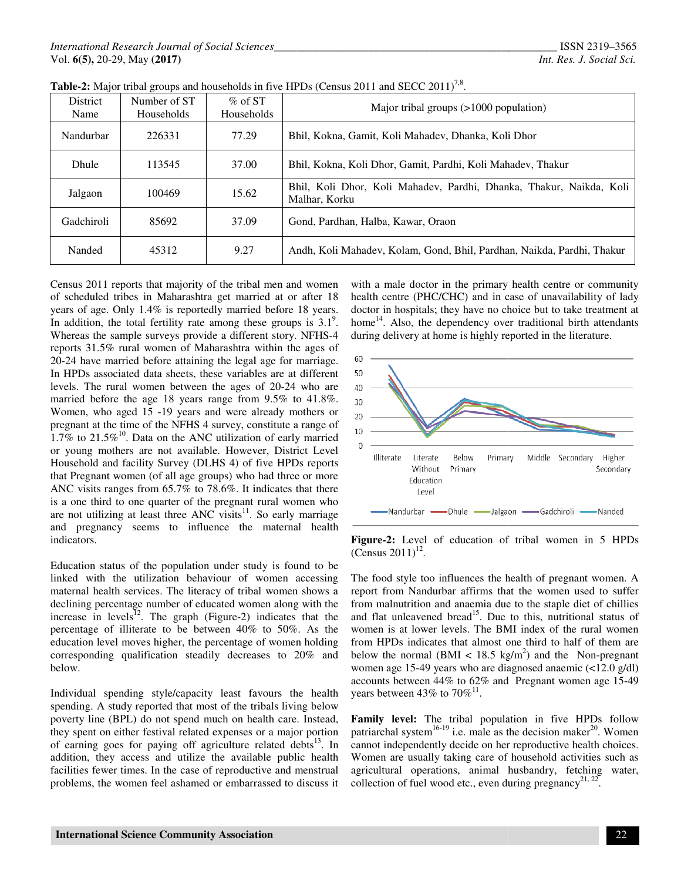**Table-2:** Major tribal groups and households in five HPDs (Census 2011 and SECC 2011)[7,8].

| District Name | Number of ST Households | % of ST Households | Major tribal groups (>1000 population) |
|---|---|---|---|
| Nandurbar | 226331 | 77.29 | Bhil, Kokna, Gamit, Koli Mahadev, Dhanka, Koli Dhor |
| Dhule | 113545 | 37.00 | Bhil, Kokna, Koli Dhor, Gamit, Pardhi, Koli Mahadev, Thakur |
| Jalgaon | 100469 | 15.62 | Bhil, Koli Dhor, Koli Mahadev, Pardhi, Dhanka, Thakur, Naikda, Koli Malhar, Korku |
| Gadchiroli | 85692 | 37.09 | Gond, Pardhan, Halba, Kawar, Oraon |
| Nanded | 45312 | 9.27 | Andh, Koli Mahadev, Kolam, Gond, Bhil, Pardhan, Naikda, Pardhi, Thakur |

Census 2011 reports that majority of the tribal men and women of scheduled tribes in Maharashtra get married at or after 18 years of age. Only 1.4% is reportedly married before 18 years. In addition, the total fertility rate among these groups is 3.1[9]. Whereas the sample surveys provide a different story. NFHS-4 reports 31.5% rural women of Maharashtra within the ages of 20-24 have married before attaining the legal age for marriage. In HPDs associated data sheets, these variables are at different levels. The rural women between the ages of 20-24 who are married before the age 18 years range from 9.5% to 41.8%. Women, who aged 15 -19 years and were already mothers or pregnant at the time of the NFHS 4 survey, constitute a range of 1.7% to 21.5%[10]. Data on the ANC utilization of early married or young mothers are not available. However, District Level Household and facility Survey (DLHS 4) of five HPDs reports that Pregnant women (of all age groups) who had three or more ANC visits ranges from 65.7% to 78.6%. It indicates that there is a one third to one quarter of the pregnant rural women who are not utilizing at least three ANC visits[11]. So early marriage and pregnancy seems to influence the maternal health indicators.

Education status of the population under study is found to be linked with the utilization behaviour of women accessing maternal health services. The literacy of tribal women shows a declining percentage number of educated women along with the increase in levels[12]. The graph (Figure-2) indicates that the percentage of illiterate to be between 40% to 50%. As the education level moves higher, the percentage of women holding corresponding qualification steadily decreases to 20% and below.

Individual spending style/capacity least favours the health spending. A study reported that most of the tribals living below poverty line (BPL) do not spend much on health care. Instead, they spent on either festival related expenses or a major portion of earning goes for paying off agriculture related debts[13]. In addition, they access and utilize the available public health facilities fewer times. In the case of reproductive and menstrual problems, the women feel ashamed or embarrassed to discuss it with a male doctor in the primary health centre or community health centre (PHC/CHC) and in case of unavailability of lady doctor in hospitals; they have no choice but to take treatment at home[14]. Also, the dependency over traditional birth attendants during delivery at home is highly reported in the literature.

**Figure-2:** Level of education of tribal women in 5 HPDs (Census 2011)[12].

The food style too influences the health of pregnant women. A report from Nandurbar affirms that the women used to suffer from malnutrition and anaemia due to the staple diet of chillies and flat unleavened bread[15]. Due to this, nutritional status of women is at lower levels. The BMI index of the rural women from HPDs indicates that almost one third to half of them are below the normal (BMI < 18.5 kg/m$^2$) and the Non-pregnant women age 15-49 years who are diagnosed anaemic (<12.0 g/dl) accounts between 44% to 62% and Pregnant women age 15-49 years between 43% to 70%[11].

**Family level:** The tribal population in five HPDs follow patriarchal system[16-19] i.e. male as the decision maker[20]. Women cannot independently decide on her reproductive health choices. Women are usually taking care of household activities such as agricultural operations, animal husbandry, fetching water, collection of fuel wood etc., even during pregnancy[21, 22].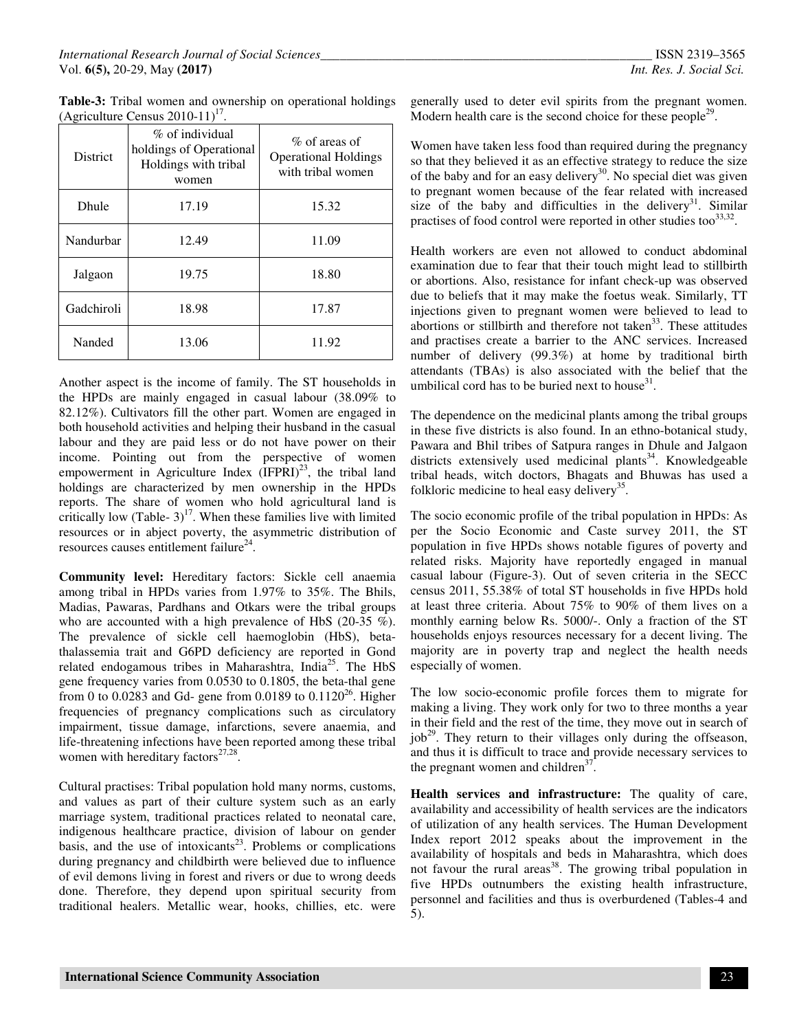**Table-3:** Tribal women and ownership on operational holdings (Agriculture Census 2010-11)[17].

| District | % of individual holdings of Operational Holdings with tribal women | % of areas of Operational Holdings with tribal women |
|---|---|---|
| Dhule | 17.19 | 15.32 |
| Nandurbar | 12.49 | 11.09 |
| Jalgaon | 19.75 | 18.80 |
| Gadchiroli | 18.98 | 17.87 |
| Nanded | 13.06 | 11.92 |

Another aspect is the income of family. The ST households in the HPDs are mainly engaged in casual labour (38.09% to 82.12%). Cultivators fill the other part. Women are engaged in both household activities and helping their husband in the casual labour and they are paid less or do not have power on their income. Pointing out from the perspective of women empowerment in Agriculture Index (IFPRI)[23], the tribal land holdings are characterized by men ownership in the HPDs reports. The share of women who hold agricultural land is critically low (Table- 3)[17]. When these families live with limited resources or in abject poverty, the asymmetric distribution of resources causes entitlement failure[24].

**Community level:** Hereditary factors: Sickle cell anaemia among tribal in HPDs varies from 1.97% to 35%. The Bhils, Madias, Pawaras, Pardhans and Otkars were the tribal groups who are accounted with a high prevalence of HbS (20-35 %). The prevalence of sickle cell haemoglobin (HbS), beta-thalassemia trait and G6PD deficiency are reported in Gond related endogamous tribes in Maharashtra, India[25]. The HbS gene frequency varies from 0.0530 to 0.1805, the beta-thal gene from 0 to 0.0283 and Gd- gene from 0.0189 to 0.1120[26]. Higher frequencies of pregnancy complications such as circulatory impairment, tissue damage, infarctions, severe anaemia, and life-threatening infections have been reported among these tribal women with hereditary factors[27,28].

Cultural practises: Tribal population hold many norms, customs, and values as part of their culture system such as an early marriage system, traditional practices related to neonatal care, indigenous healthcare practice, division of labour on gender basis, and the use of intoxicants[23]. Problems or complications during pregnancy and childbirth were believed due to influence of evil demons living in forest and rivers or due to wrong deeds done. Therefore, they depend upon spiritual security from traditional healers. Metallic wear, hooks, chillies, etc. were generally used to deter evil spirits from the pregnant women. Modern health care is the second choice for these people[29].

Women have taken less food than required during the pregnancy so that they believed it as an effective strategy to reduce the size of the baby and for an easy delivery[30]. No special diet was given to pregnant women because of the fear related with increased size of the baby and difficulties in the delivery[31]. Similar practises of food control were reported in other studies too[33,32].

Health workers are even not allowed to conduct abdominal examination due to fear that their touch might lead to stillbirth or abortions. Also, resistance for infant check-up was observed due to beliefs that it may make the foetus weak. Similarly, TT injections given to pregnant women were believed to lead to abortions or stillbirth and therefore not taken[33]. These attitudes and practises create a barrier to the ANC services. Increased number of delivery (99.3%) at home by traditional birth attendants (TBAs) is also associated with the belief that the umbilical cord has to be buried next to house[31].

The dependence on the medicinal plants among the tribal groups in these five districts is also found. In an ethno-botanical study, Pawara and Bhil tribes of Satpura ranges in Dhule and Jalgaon districts extensively used medicinal plants[34]. Knowledgeable tribal heads, witch doctors, Bhagats and Bhuwas has used a folkloric medicine to heal easy delivery[35].

The socio economic profile of the tribal population in HPDs: As per the Socio Economic and Caste survey 2011, the ST population in five HPDs shows notable figures of poverty and related risks. Majority have reportedly engaged in manual casual labour (Figure-3). Out of seven criteria in the SECC census 2011, 55.38% of total ST households in five HPDs hold at least three criteria. About 75% to 90% of them lives on a monthly earning below Rs. 5000/-. Only a fraction of the ST households enjoys resources necessary for a decent living. The majority are in poverty trap and neglect the health needs especially of women.

The low socio-economic profile forces them to migrate for making a living. They work only for two to three months a year in their field and the rest of the time, they move out in search of job[29]. They return to their villages only during the offseason, and thus it is difficult to trace and provide necessary services to the pregnant women and children[37].

**Health services and infrastructure:** The quality of care, availability and accessibility of health services are the indicators of utilization of any health services. The Human Development Index report 2012 speaks about the improvement in the availability of hospitals and beds in Maharashtra, which does not favour the rural areas[38]. The growing tribal population in five HPDs outnumbers the existing health infrastructure, personnel and facilities and thus is overburdened (Tables-4 and 5).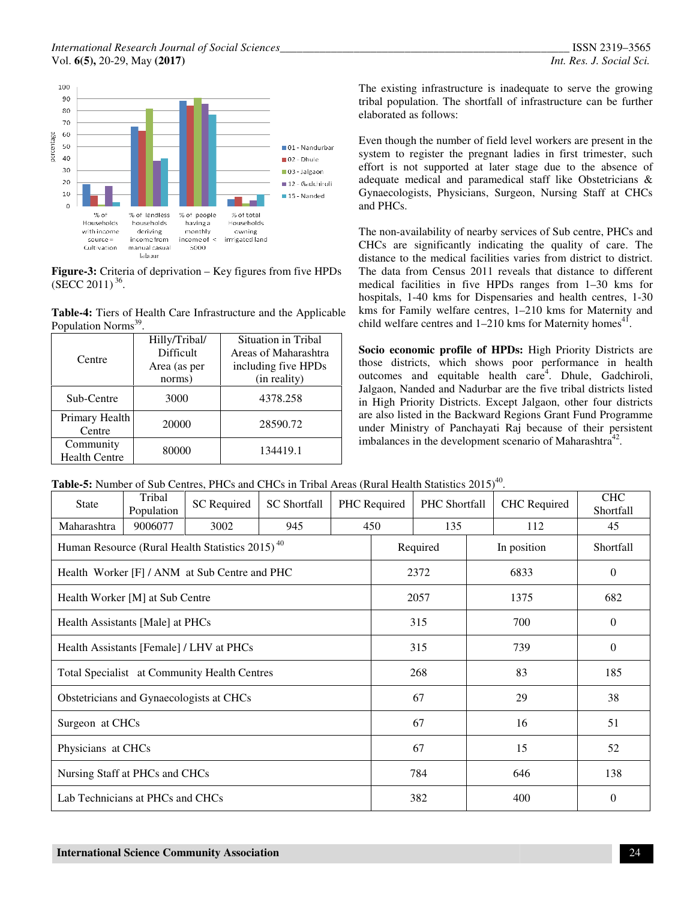Figure-3: Criteria of deprivation – Key figures from five HPDs (SECC 2011)[36].

**Table-4:** Tiers of Health Care Infrastructure and the Applicable Population Norms[39].

| Centre | Hilly/Tribal/ Difficult Area (as per norms) | Situation in Tribal Areas of Maharashtra including five HPDs (in reality) |
|---|---|---|
| Sub-Centre | 3000 | 4378.258 |
| Primary Health Centre | 20000 | 28590.72 |
| Community Health Centre | 80000 | 134419.1 |

The existing infrastructure is inadequate to serve the growing tribal population. The shortfall of infrastructure can be further elaborated as follows:

Even though the number of field level workers are present in the system to register the pregnant ladies in first trimester, such effort is not supported at later stage due to the absence of adequate medical and paramedical staff like Obstetricians & Gynaecologists, Physicians, Surgeon, Nursing Staff at CHCs and PHCs.

The non-availability of nearby services of Sub centre, PHCs and CHCs are significantly indicating the quality of care. The distance to the medical facilities varies from district to district. The data from Census 2011 reveals that distance to different medical facilities in five HPDs ranges from 1–30 kms for hospitals, 1-40 kms for Dispensaries and health centres, 1-30 kms for Family welfare centres, 1–210 kms for Maternity and child welfare centres and 1–210 kms for Maternity homes[41].

**Socio economic profile of HPDs:** High Priority Districts are those districts, which shows poor performance in health outcomes and equitable health care[4]. Dhule, Gadchiroli, Jalgaon, Nanded and Nadurbar are the five tribal districts listed in High Priority Districts. Except Jalgaon, other four districts are also listed in the Backward Regions Grant Fund Programme under Ministry of Panchayati Raj because of their persistent imbalances in the development scenario of Maharashtra[42].

**Table-5:** Number of Sub Centres, PHCs and CHCs in Tribal Areas (Rural Health Statistics 2015)[40].

| State | Tribal Population | SC Required | SC Shortfall | PHC Required | PHC Shortfall | CHC Required | CHC Shortfall |
|---|---|---|---|---|---|---|---|
| Maharashtra | 9006077 | 3002 | 945 | 450 | 135 | 112 | 45 |

| Human Resource (Rural Health Statistics 2015)[40] | Required | In position | Shortfall |
|---|---|---|---|
| Health Worker [F] / ANM at Sub Centre and PHC | 2372 | 6833 | 0 |
| Health Worker [M] at Sub Centre | 2057 | 1375 | 682 |
| Health Assistants [Male] at PHCs | 315 | 700 | 0 |
| Health Assistants [Female] / LHV at PHCs | 315 | 739 | 0 |
| Total Specialist at Community Health Centres | 268 | 83 | 185 |
| Obstetricians and Gynaecologists at CHCs | 67 | 29 | 38 |
| Surgeon at CHCs | 67 | 16 | 51 |
| Physicians at CHCs | 67 | 15 | 52 |
| Nursing Staff at PHCs and CHCs | 784 | 646 | 138 |
| Lab Technicians at PHCs and CHCs | 382 | 400 | 0 |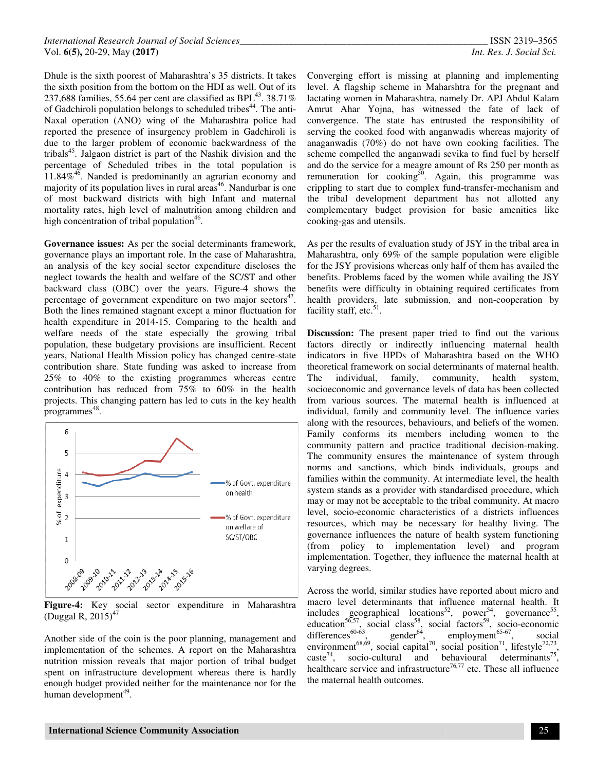Dhule is the sixth poorest of Maharashtra's 35 districts. It takes the sixth position from the bottom on the HDI as well. Out of its 237,688 families, 55.64 per cent are classified as BPL[43]. 38.71% of Gadchiroli population belongs to scheduled tribes[44]. The anti-Naxal operation (ANO) wing of the Maharashtra police had reported the presence of insurgency problem in Gadchiroli is due to the larger problem of economic backwardness of the tribals[45]. Jalgaon district is part of the Nashik division and the percentage of Scheduled tribes in the total population is 11.84%[46]. Nanded is predominantly an agrarian economy and majority of its population lives in rural areas[46]. Nandurbar is one of most backward districts with high Infant and maternal mortality rates, high level of malnutrition among children and high concentration of tribal population[46].

**Governance issues:** As per the social determinants framework, governance plays an important role. In the case of Maharashtra, an analysis of the key social sector expenditure discloses the neglect towards the health and welfare of the SC/ST and other backward class (OBC) over the years. Figure-4 shows the percentage of government expenditure on two major sectors[47]. Both the lines remained stagnant except a minor fluctuation for health expenditure in 2014-15. Comparing to the health and welfare needs of the state especially the growing tribal population, these budgetary provisions are insufficient. Recent years, National Health Mission policy has changed centre-state contribution share. State funding was asked to increase from 25% to 40% to the existing programmes whereas centre contribution has reduced from 75% to 60% in the health projects. This changing pattern has led to cuts in the key health programmes[48].

**Figure-4:** Key social sector expenditure in Maharashtra (Duggal R, 2015)[47]

Another side of the coin is the poor planning, management and implementation of the schemes. A report on the Maharashtra nutrition mission reveals that major portion of tribal budget spent on infrastructure development whereas there is hardly enough budget provided neither for the maintenance nor for the human development[49].

Converging effort is missing at planning and implementing level. A flagship scheme in Maharshtra for the pregnant and lactating women in Maharashtra, namely Dr. APJ Abdul Kalam Amrut Ahar Yojna, has witnessed the fate of lack of convergence. The state has entrusted the responsibility of serving the cooked food with anganwadis whereas majority of anaganwadis (70%) do not have own cooking facilities. The scheme compelled the anganwadi sevika to find fuel by herself and do the service for a meagre amount of Rs 250 per month as remuneration for cooking[50]. Again, this programme was crippling to start due to complex fund-transfer-mechanism and the tribal development department has not allotted any complementary budget provision for basic amenities like cooking-gas and utensils.

As per the results of evaluation study of JSY in the tribal area in Maharashtra, only 69% of the sample population were eligible for the JSY provisions whereas only half of them has availed the benefits. Problems faced by the women while availing the JSY benefits were difficulty in obtaining required certificates from health providers, late submission, and non-cooperation by facility staff, etc.[51].

**Discussion:** The present paper tried to find out the various factors directly or indirectly influencing maternal health indicators in five HPDs of Maharashtra based on the WHO theoretical framework on social determinants of maternal health. The individual, family, community, health system, socioeconomic and governance levels of data has been collected from various sources. The maternal health is influenced at individual, family and community level. The influence varies along with the resources, behaviours, and beliefs of the women. Family conforms its members including women to the community pattern and practice traditional decision-making. The community ensures the maintenance of system through norms and sanctions, which binds individuals, groups and families within the community. At intermediate level, the health system stands as a provider with standardised procedure, which may or may not be acceptable to the tribal community. At macro level, socio-economic characteristics of a districts influences resources, which may be necessary for healthy living. The governance influences the nature of health system functioning (from policy to implementation level) and program implementation. Together, they influence the maternal health at varying degrees.

Across the world, similar studies have reported about micro and macro level determinants that influence maternal health. It includes geographical locations[52], power[54], governance[55], education[56,57], social class[58], social factors[59], socio-economic differences[60-63], gender[64], employment[65-67], social environment[68,69], social capital[70], social position[71], lifestyle[72,73], caste[74], socio-cultural and behavioural determinants[75], healthcare service and infrastructure[76,77] etc. These all influence the maternal health outcomes.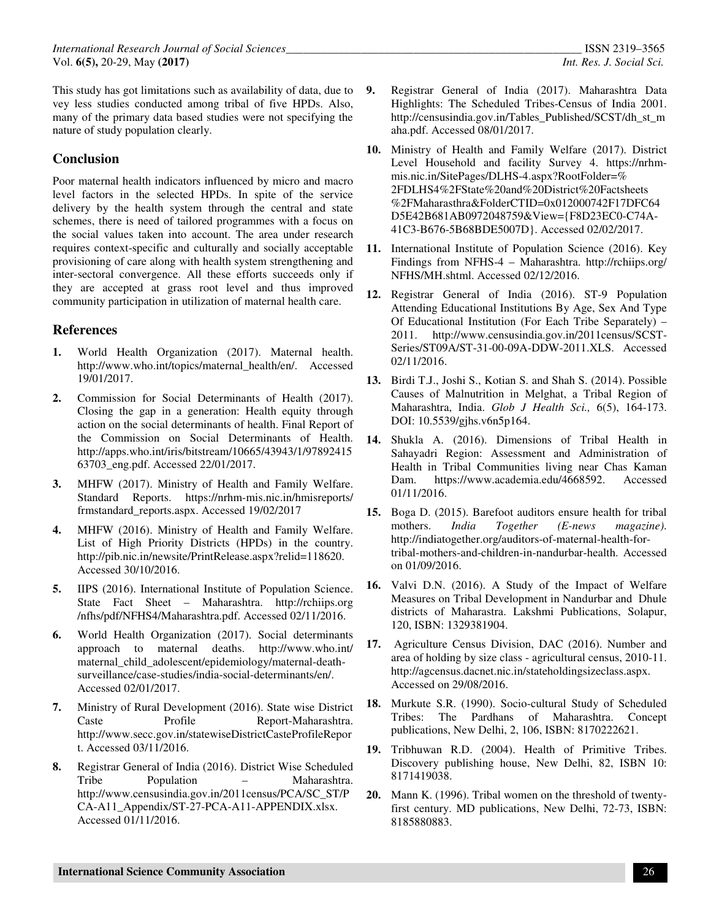This study has got limitations such as availability of data, due to vey less studies conducted among tribal of five HPDs. Also, many of the primary data based studies were not specifying the nature of study population clearly.

## Conclusion

Poor maternal health indicators influenced by micro and macro level factors in the selected HPDs. In spite of the service delivery by the health system through the central and state schemes, there is need of tailored programmes with a focus on the social values taken into account. The area under research requires context-specific and culturally and socially acceptable provisioning of care along with health system strengthening and inter-sectoral convergence. All these efforts succeeds only if they are accepted at grass root level and thus improved community participation in utilization of maternal health care.

## References

1. World Health Organization (2017). Maternal health. http://www.who.int/topics/maternal_health/en/. Accessed 19/01/2017.
2. Commission for Social Determinants of Health (2017). Closing the gap in a generation: Health equity through action on the social determinants of health. Final Report of the Commission on Social Determinants of Health. http://apps.who.int/iris/bitstream/10665/43943/1/9789241563703_eng.pdf. Accessed 22/01/2017.
3. MHFW (2017). Ministry of Health and Family Welfare. Standard Reports. https://nrhm-mis.nic.in/hmisreports/frmstandard_reports.aspx. Accessed 19/02/2017
4. MHFW (2016). Ministry of Health and Family Welfare. List of High Priority Districts (HPDs) in the country. http://pib.nic.in/newsite/PrintRelease.aspx?relid=118620. Accessed 30/10/2016.
5. IIPS (2016). International Institute of Population Science. State Fact Sheet – Maharashtra. http://rchiips.org/nfhs/pdf/NFHS4/Maharashtra.pdf. Accessed 02/11/2016.
6. World Health Organization (2017). Social determinants approach to maternal deaths. http://www.who.int/maternal_child_adolescent/epidemiology/maternal-death-surveillance/case-studies/india-social-determinants/en/. Accessed 02/01/2017.
7. Ministry of Rural Development (2016). State wise District Caste Profile Report-Maharashtra. http://www.secc.gov.in/statewiseDistrictCasteProfileReport. Accessed 03/11/2016.
8. Registrar General of India (2016). District Wise Scheduled Tribe Population – Maharashtra. http://www.censusindia.gov.in/2011census/PCA/SC_ST/PCA-A11_Appendix/ST-27-PCA-A11-APPENDIX.xlsx. Accessed 01/11/2016.
9. Registrar General of India (2017). Maharashtra Data Highlights: The Scheduled Tribes-Census of India 2001. http://censusindia.gov.in/Tables_Published/SCST/dh_st_maha.pdf. Accessed 08/01/2017.
10. Ministry of Health and Family Welfare (2017). District Level Household and facility Survey 4. https://nrhm-mis.nic.in/SitePages/DLHS-4.aspx?RootFolder=%2FDLHS4%2FState%20and%20District%20Factsheets%2FMaharasthra&FolderCTID=0x012000742F17DFC64D5E42B681AB0972048759&View={F8D23EC0-C74A-41C3-B676-5B68BDE5007D}. Accessed 02/02/2017.
11. International Institute of Population Science (2016). Key Findings from NFHS-4 – Maharashtra. http://rchiips.org/NFHS/MH.shtml. Accessed 02/12/2016.
12. Registrar General of India (2016). ST-9 Population Attending Educational Institutions By Age, Sex And Type Of Educational Institution (For Each Tribe Separately) – 2011. http://www.censusindia.gov.in/2011census/SCST-Series/ST09A/ST-31-00-09A-DDW-2011.XLS. Accessed 02/11/2016.
13. Birdi T.J., Joshi S., Kotian S. and Shah S. (2014). Possible Causes of Malnutrition in Melghat, a Tribal Region of Maharashtra, India. *Glob J Health Sci.,* 6(5), 164-173. DOI: 10.5539/gjhs.v6n5p164.
14. Shukla A. (2016). Dimensions of Tribal Health in Sahayadri Region: Assessment and Administration of Health in Tribal Communities living near Chas Kaman Dam. https://www.academia.edu/4668592. Accessed 01/11/2016.
15. Boga D. (2015). Barefoot auditors ensure health for tribal mothers. *India Together (E-news magazine).* http://indiatogether.org/auditors-of-maternal-health-for-tribal-mothers-and-children-in-nandurbar-health. Accessed on 01/09/2016.
16. Valvi D.N. (2016). A Study of the Impact of Welfare Measures on Tribal Development in Nandurbar and Dhule districts of Maharastra. Lakshmi Publications, Solapur, 120, ISBN: 1329381904.
17. Agriculture Census Division, DAC (2016). Number and area of holding by size class - agricultural census, 2010-11. http://agcensus.dacnet.nic.in/stateholdingsizeclass.aspx. Accessed on 29/08/2016.
18. Murkute S.R. (1990). Socio-cultural Study of Scheduled Tribes: The Pardhans of Maharashtra. Concept publications, New Delhi, 2, 106, ISBN: 8170222621.
19. Tribhuwan R.D. (2004). Health of Primitive Tribes. Discovery publishing house, New Delhi, 82, ISBN 10: 8171419038.
20. Mann K. (1996). Tribal women on the threshold of twenty-first century. MD publications, New Delhi, 72-73, ISBN: 8185880883.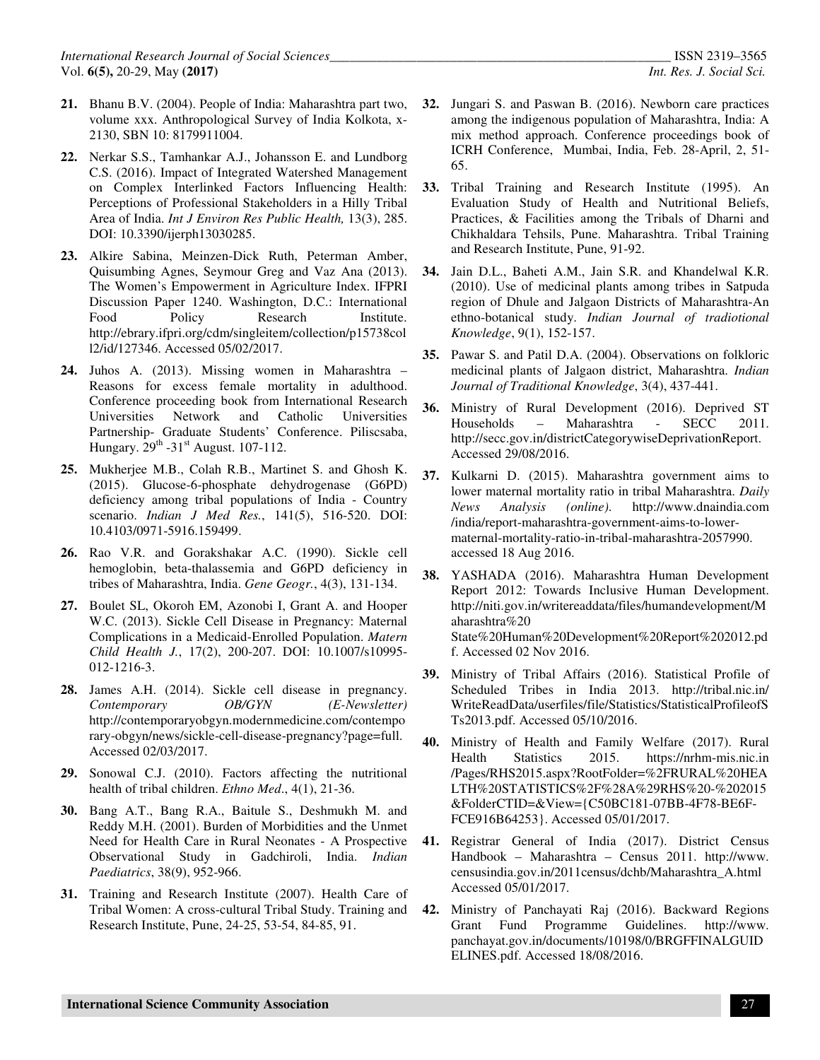21. Bhanu B.V. (2004). People of India: Maharashtra part two, volume xxx. Anthropological Survey of India Kolkota, x-2130, SBN 10: 8179911004.

22. Nerkar S.S., Tamhankar A.J., Johansson E. and Lundborg C.S. (2016). Impact of Integrated Watershed Management on Complex Interlinked Factors Influencing Health: Perceptions of Professional Stakeholders in a Hilly Tribal Area of India. *Int J Environ Res Public Health,* 13(3), 285. DOI: 10.3390/ijerph13030285.

23. Alkire Sabina, Meinzen-Dick Ruth, Peterman Amber, Quisumbing Agnes, Seymour Greg and Vaz Ana (2013). The Women's Empowerment in Agriculture Index. IFPRI Discussion Paper 1240. Washington, D.C.: International Food Policy Research Institute. http://ebrary.ifpri.org/cdm/singleitem/collection/p15738coll2/id/127346. Accessed 05/02/2017.

24. Juhos A. (2013). Missing women in Maharashtra – Reasons for excess female mortality in adulthood. Conference proceeding book from International Research Universities Network and Catholic Universities Partnership- Graduate Students' Conference. Piliscsaba, Hungary. 29th -31st August. 107-112.

25. Mukherjee M.B., Colah R.B., Martinet S. and Ghosh K. (2015). Glucose-6-phosphate dehydrogenase (G6PD) deficiency among tribal populations of India - Country scenario. *Indian J Med Res.*, 141(5), 516-520. DOI: 10.4103/0971-5916.159499.

26. Rao V.R. and Gorakshakar A.C. (1990). Sickle cell hemoglobin, beta-thalassemia and G6PD deficiency in tribes of Maharashtra, India. *Gene Geogr.*, 4(3), 131-134.

27. Boulet SL, Okoroh EM, Azonobi I, Grant A. and Hooper W.C. (2013). Sickle Cell Disease in Pregnancy: Maternal Complications in a Medicaid-Enrolled Population. *Matern Child Health J.*, 17(2), 200-207. DOI: 10.1007/s10995-012-1216-3.

28. James A.H. (2014). Sickle cell disease in pregnancy. *Contemporary OB/GYN (E-Newsletter)* http://contemporaryobgyn.modernmedicine.com/contemporary-obgyn/news/sickle-cell-disease-pregnancy?page=full. Accessed 02/03/2017.

29. Sonowal C.J. (2010). Factors affecting the nutritional health of tribal children. *Ethno Med*., 4(1), 21-36.

30. Bang A.T., Bang R.A., Baitule S., Deshmukh M. and Reddy M.H. (2001). Burden of Morbidities and the Unmet Need for Health Care in Rural Neonates - A Prospective Observational Study in Gadchiroli, India. *Indian Paediatrics*, 38(9), 952-966.

31. Training and Research Institute (2007). Health Care of Tribal Women: A cross-cultural Tribal Study. Training and Research Institute, Pune, 24-25, 53-54, 84-85, 91.

32. Jungari S. and Paswan B. (2016). Newborn care practices among the indigenous population of Maharashtra, India: A mix method approach. Conference proceedings book of ICRH Conference, Mumbai, India, Feb. 28-April, 2, 51-65.

33. Tribal Training and Research Institute (1995). An Evaluation Study of Health and Nutritional Beliefs, Practices, & Facilities among the Tribals of Dharni and Chikhaldara Tehsils, Pune. Maharashtra. Tribal Training and Research Institute, Pune, 91-92.

34. Jain D.L., Baheti A.M., Jain S.R. and Khandelwal K.R. (2010). Use of medicinal plants among tribes in Satpuda region of Dhule and Jalgaon Districts of Maharashtra-An ethno-botanical study. *Indian Journal of tradiotional Knowledge*, 9(1), 152-157.

35. Pawar S. and Patil D.A. (2004). Observations on folkloric medicinal plants of Jalgaon district, Maharashtra. *Indian Journal of Traditional Knowledge*, 3(4), 437-441.

36. Ministry of Rural Development (2016). Deprived ST Households – Maharashtra - SECC 2011. http://secc.gov.in/districtCategorywiseDeprivationReport. Accessed 29/08/2016.

37. Kulkarni D. (2015). Maharashtra government aims to lower maternal mortality ratio in tribal Maharashtra. *Daily News Analysis (online).* http://www.dnaindia.com/india/report-maharashtra-government-aims-to-lower-maternal-mortality-ratio-in-tribal-maharashtra-2057990. accessed 18 Aug 2016.

38. YASHADA (2016). Maharashtra Human Development Report 2012: Towards Inclusive Human Development. http://niti.gov.in/writereaddata/files/humandevelopment/Maharashtra%20 State%20Human%20Development%20Report%202012.pdf. Accessed 02 Nov 2016.

39. Ministry of Tribal Affairs (2016). Statistical Profile of Scheduled Tribes in India 2013. http://tribal.nic.in/WriteReadData/userfiles/file/Statistics/StatisticalProfileofSTs2013.pdf. Accessed 05/10/2016.

40. Ministry of Health and Family Welfare (2017). Rural Health Statistics 2015. https://nrhm-mis.nic.in/Pages/RHS2015.aspx?RootFolder=%2FRURAL%20HEALTH%20STATISTICS%2F%28A%29RHS%20-%202015&FolderCTID=&View={C50BC181-07BB-4F78-BE6F-FCE916B64253}. Accessed 05/01/2017.

41. Registrar General of India (2017). District Census Handbook – Maharashtra – Census 2011. http://www.censusindia.gov.in/2011census/dchb/Maharashtra_A.html Accessed 05/01/2017.

42. Ministry of Panchayati Raj (2016). Backward Regions Grant Fund Programme Guidelines. http://www.panchayat.gov.in/documents/10198/0/BRGFFINALGUIDELINES.pdf. Accessed 18/08/2016.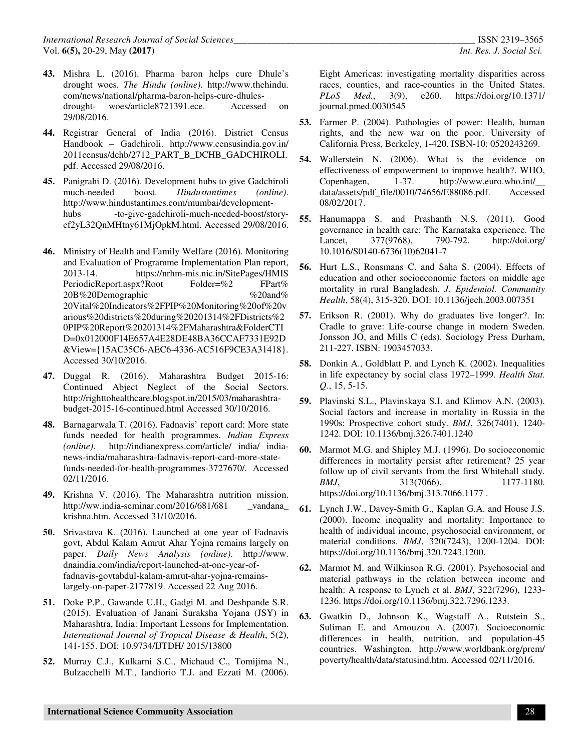**43.** Mishra L. (2016). Pharma baron helps cure Dhule's drought woes. *The Hindu (online)*. http://www.thehindu.com/news/national/pharma-baron-helps-cure-dhules-drought- woes/article8721391.ece. Accessed on 29/08/2016.

**44.** Registrar General of India (2016). District Census Handbook – Gadchiroli. http://www.censusindia.gov.in/2011census/dchb/2712_PART_B_DCHB_GADCHIROLI.pdf. Accessed 29/08/2016.

**45.** Panigrahi D. (2016). Development hubs to give Gadchiroli much-needed boost. *Hindustantimes (online)*. http://www.hindustantimes.com/mumbai/development-hubs -to-give-gadchiroli-much-needed-boost/story-cf2yL32QnMHtny61MjOpkM.html. Accessed 29/08/2016.

**46.** Ministry of Health and Family Welfare (2016). Monitoring and Evaluation of Programme Implementation Plan report, 2013-14. https://nrhm-mis.nic.in/SitePages/HMIS PeriodicReport.aspx?Root Folder=%2 FPart% 20B%20Demographic %20and% 20Vital%20Indicators%2FPIP%20Monitoring%20of%20various%20districts%20during%20201314%2FDistricts%20PIP%20Report%20201314%2FMaharashtra&FolderCTID=0x012000F14E657A4E28DE48BA36CCAF7331E92D&View={15AC35C6-AEC6-4336-AC516F9CE3A31418}. Accessed 30/10/2016.

**47.** Duggal R. (2016). Maharashtra Budget 2015-16: Continued Abject Neglect of the Social Sectors. http://righttohealthcare.blogspot.in/2015/03/maharashtra-budget-2015-16-continued.html Accessed 30/10/2016.

**48.** Barnagarwala T. (2016). Fadnavis' report card: More state funds needed for health programmes. *Indian Express (online)*. http://indianexpress.com/article/ india/ india-news-india/maharashtra-fadnavis-report-card-more-state-funds-needed-for-health-programmes-3727670/. Accessed 02/11/2016.

**49.** Krishna V. (2016). The Maharashtra nutrition mission. http://ww.india-seminar.com/2016/681/681 _vandana_ krishna.htm. Accessed 31/10/2016.

**50.** Srivastava K. (2016). Launched at one year of Fadnavis govt, Abdul Kalam Amrut Ahar Yojna remains largely on paper. *Daily News Analysis (online)*. http://www.dnaindia.com/india/report-launched-at-one-year-of-fadnavis-govtabdul-kalam-amrut-ahar-yojna-remains-largely-on-paper-2177819. Accessed 22 Aug 2016.

**51.** Doke P.P., Gawande U.H., Gadgi M. and Deshpande S.R. (2015). Evaluation of Janani Suraksha Yojana (JSY) in Maharashtra, India: Important Lessons for Implementation. *International Journal of Tropical Disease & Health*, 5(2), 141-155. DOI: 10.9734/IJTDH/ 2015/13800

**52.** Murray C.J., Kulkarni S.C., Michaud C., Tomijima N., Bulzacchelli M.T., Iandiorio T.J. and Ezzati M. (2006). Eight Americas: investigating mortality disparities across races, counties, and race-counties in the United States. *PLoS Med.*, 3(9), e260. https://doi.org/10.1371/journal.pmed.0030545

**53.** Farmer P. (2004). Pathologies of power: Health, human rights, and the new war on the poor. University of California Press, Berkeley, 1-420. ISBN-10: 0520243269.

**54.** Wallerstein N. (2006). What is the evidence on effectiveness of empowerment to improve health?. WHO, Copenhagen, 1-37. http://www.euro.who.int/__data/assets/pdf_file/0010/74656/E88086.pdf. Accessed 08/02/2017.

**55.** Hanumappa S. and Prashanth N.S. (2011). Good governance in health care: The Karnataka experience. The Lancet, 377(9768), 790-792. http://doi.org/10.1016/S0140-6736(10)62041-7

**56.** Hurt L.S., Ronsmans C. and Saha S. (2004). Effects of education and other socioeconomic factors on middle age mortality in rural Bangladesh. *J. Epidemiol. Community Health*, 58(4), 315-320. DOI: 10.1136/jech.2003.007351

**57.** Erikson R. (2001). Why do graduates live longer?. In: Cradle to grave: Life-course change in modern Sweden. Jonsson JO, and Mills C (eds). Sociology Press Durham, 211-227. ISBN: 1903457033.

**58.** Donkin A., Goldblatt P. and Lynch K. (2002). Inequalities in life expectancy by social class 1972–1999. *Health Stat. Q.*, 15, 5-15.

**59.** Plavinski S.L., Plavinskaya S.I. and Klimov A.N. (2003). Social factors and increase in mortality in Russia in the 1990s: Prospective cohort study. *BMJ*, 326(7401), 1240-1242. DOI: 10.1136/bmj.326.7401.1240

**60.** Marmot M.G. and Shipley M.J. (1996). Do socioeconomic differences in mortality persist after retirement? 25 year follow up of civil servants from the first Whitehall study. *BMJ*, 313(7066), 1177-1180. https://doi.org/10.1136/bmj.313.7066.1177 .

**61.** Lynch J.W., Davey-Smith G., Kaplan G.A. and House J.S. (2000). Income inequality and mortality: Importance to health of individual income, psychosocial environment, or material conditions. *BMJ*, 320(7243), 1200-1204. DOI: https://doi.org/10.1136/bmj.320.7243.1200.

**62.** Marmot M. and Wilkinson R.G. (2001). Psychosocial and material pathways in the relation between income and health: A response to Lynch et al. *BMJ*, 322(7296), 1233-1236. https://doi.org/10.1136/bmj.322.7296.1233.

**63.** Gwatkin D., Johnson K., Wagstaff A., Rutstein S., Suliman E. and Amouzou A. (2007). Socioeconomic differences in health, nutrition, and population-45 countries. Washington. http://www.worldbank.org/prem/poverty/health/data/statusind.htm. Accessed 02/11/2016.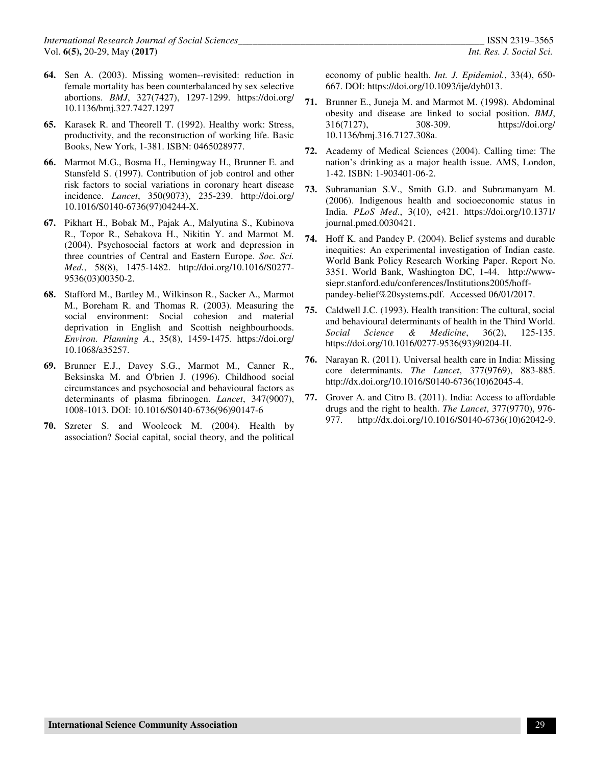64. Sen A. (2003). Missing women--revisited: reduction in female mortality has been counterbalanced by sex selective abortions. *BMJ*, 327(7427), 1297-1299. https://doi.org/10.1136/bmj.327.7427.1297

65. Karasek R. and Theorell T. (1992). Healthy work: Stress, productivity, and the reconstruction of working life. Basic Books, New York, 1-381. ISBN: 0465028977.

66. Marmot M.G., Bosma H., Hemingway H., Brunner E. and Stansfeld S. (1997). Contribution of job control and other risk factors to social variations in coronary heart disease incidence. *Lancet*, 350(9073), 235-239. http://doi.org/10.1016/S0140-6736(97)04244-X.

67. Pikhart H., Bobak M., Pajak A., Malyutina S., Kubinova R., Topor R., Sebakova H., Nikitin Y. and Marmot M. (2004). Psychosocial factors at work and depression in three countries of Central and Eastern Europe. *Soc. Sci. Med.*, 58(8), 1475-1482. http://doi.org/10.1016/S0277-9536(03)00350-2.

68. Stafford M., Bartley M., Wilkinson R., Sacker A., Marmot M., Boreham R. and Thomas R. (2003). Measuring the social environment: Social cohesion and material deprivation in English and Scottish neighbourhoods. *Environ. Planning A.*, 35(8), 1459-1475. https://doi.org/10.1068/a35257.

69. Brunner E.J., Davey S.G., Marmot M., Canner R., Beksinska M. and O'brien J. (1996). Childhood social circumstances and psychosocial and behavioural factors as determinants of plasma fibrinogen. *Lancet*, 347(9007), 1008-1013. DOI: 10.1016/S0140-6736(96)90147-6

70. Szreter S. and Woolcock M. (2004). Health by association? Social capital, social theory, and the political economy of public health. *Int. J. Epidemiol.*, 33(4), 650-667. DOI: https://doi.org/10.1093/ije/dyh013.

71. Brunner E., Juneja M. and Marmot M. (1998). Abdominal obesity and disease are linked to social position. *BMJ*, 316(7127), 308-309. https://doi.org/10.1136/bmj.316.7127.308a.

72. Academy of Medical Sciences (2004). Calling time: The nation's drinking as a major health issue. AMS, London, 1-42. ISBN: 1-903401-06-2.

73. Subramanian S.V., Smith G.D. and Subramanyam M. (2006). Indigenous health and socioeconomic status in India. *PLoS Med.*, 3(10), e421. https://doi.org/10.1371/journal.pmed.0030421.

74. Hoff K. and Pandey P. (2004). Belief systems and durable inequities: An experimental investigation of Indian caste. World Bank Policy Research Working Paper. Report No. 3351. World Bank, Washington DC, 1-44. http://www-siepr.stanford.edu/conferences/Institutions2005/hoff-pandey-belief%20systems.pdf. Accessed 06/01/2017.

75. Caldwell J.C. (1993). Health transition: The cultural, social and behavioural determinants of health in the Third World. *Social Science & Medicine*, 36(2), 125-135. https://doi.org/10.1016/0277-9536(93)90204-H.

76. Narayan R. (2011). Universal health care in India: Missing core determinants. *The Lancet*, 377(9769), 883-885. http://dx.doi.org/10.1016/S0140-6736(10)62045-4.

77. Grover A. and Citro B. (2011). India: Access to affordable drugs and the right to health. *The Lancet*, 377(9770), 976-977. http://dx.doi.org/10.1016/S0140-6736(10)62042-9.